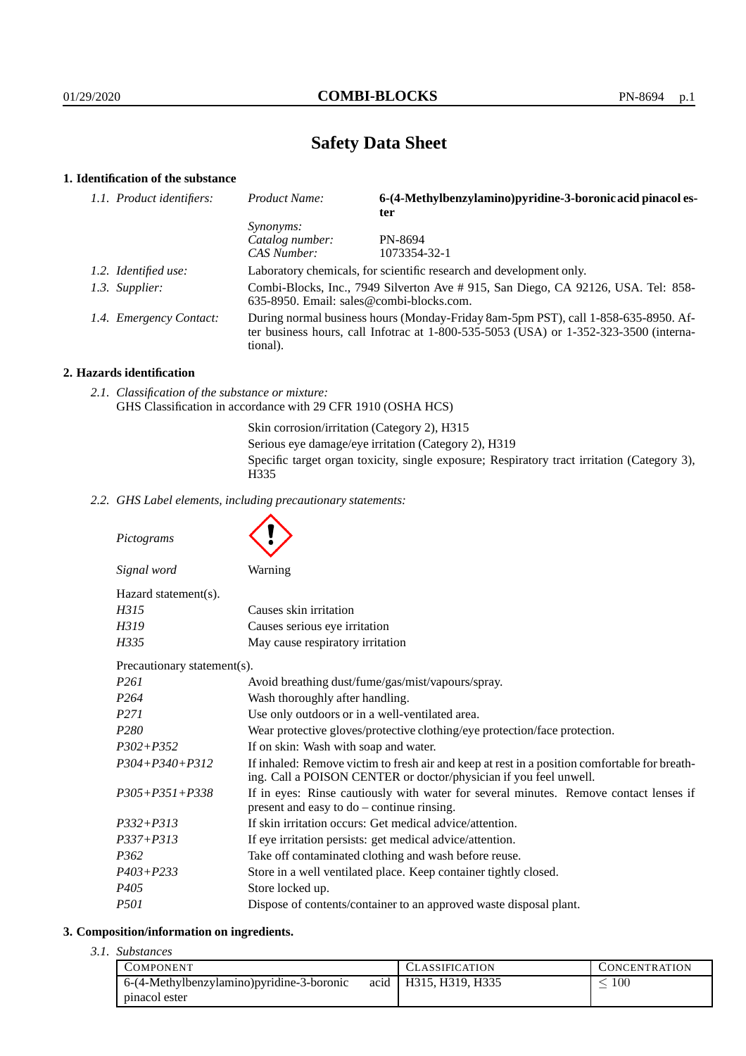# Safety Data Sheet

## 1. Identification of the substance

| | | |
|---|---|---|
| *1.1. Product identifiers:* | *Product Name:* | **6-(4-Methylbenzylamino)pyridine-3-boronic acid pinacol ester** |
| | *Synonyms:* | |
| | *Catalog number:* | PN-8694 |
| | *CAS Number:* | 1073354-32-1 |
| *1.2. Identified use:* | Laboratory chemicals, for scientific research and development only. | |
| *1.3. Supplier:* | Combi-Blocks, Inc., 7949 Silverton Ave # 915, San Diego, CA 92126, USA. Tel: 858-635-8950. Email: sales@combi-blocks.com. | |
| *1.4. Emergency Contact:* | During normal business hours (Monday-Friday 8am-5pm PST), call 1-858-635-8950. After business hours, call Infotrac at 1-800-535-5053 (USA) or 1-352-323-3500 (international). | |

## 2. Hazards identification

*2.1. Classification of the substance or mixture:*
GHS Classification in accordance with 29 CFR 1910 (OSHA HCS)

Skin corrosion/irritation (Category 2), H315
Serious eye damage/eye irritation (Category 2), H319
Specific target organ toxicity, single exposure; Respiratory tract irritation (Category 3), H335

*2.2. GHS Label elements, including precautionary statements:*

*Pictograms*

*Signal word* Warning

Hazard statement(s).

| | |
|---|---|
| *H315* | Causes skin irritation |
| *H319* | Causes serious eye irritation |
| *H335* | May cause respiratory irritation |

Precautionary statement(s).

| | |
|---|---|
| *P261* | Avoid breathing dust/fume/gas/mist/vapours/spray. |
| *P264* | Wash thoroughly after handling. |
| *P271* | Use only outdoors or in a well-ventilated area. |
| *P280* | Wear protective gloves/protective clothing/eye protection/face protection. |
| *P302+P352* | If on skin: Wash with soap and water. |
| *P304+P340+P312* | If inhaled: Remove victim to fresh air and keep at rest in a position comfortable for breathing. Call a POISON CENTER or doctor/physician if you feel unwell. |
| *P305+P351+P338* | If in eyes: Rinse cautiously with water for several minutes. Remove contact lenses if present and easy to do – continue rinsing. |
| *P332+P313* | If skin irritation occurs: Get medical advice/attention. |
| *P337+P313* | If eye irritation persists: get medical advice/attention. |
| *P362* | Take off contaminated clothing and wash before reuse. |
| *P403+P233* | Store in a well ventilated place. Keep container tightly closed. |
| *P405* | Store locked up. |
| *P501* | Dispose of contents/container to an approved waste disposal plant. |

## 3. Composition/information on ingredients.

*3.1. Substances*

| Component | Classification | Concentration |
|---|---|---|
| 6-(4-Methylbenzylamino)pyridine-3-boronic acid pinacol ester | H315, H319, H335 | $\leq 100$ |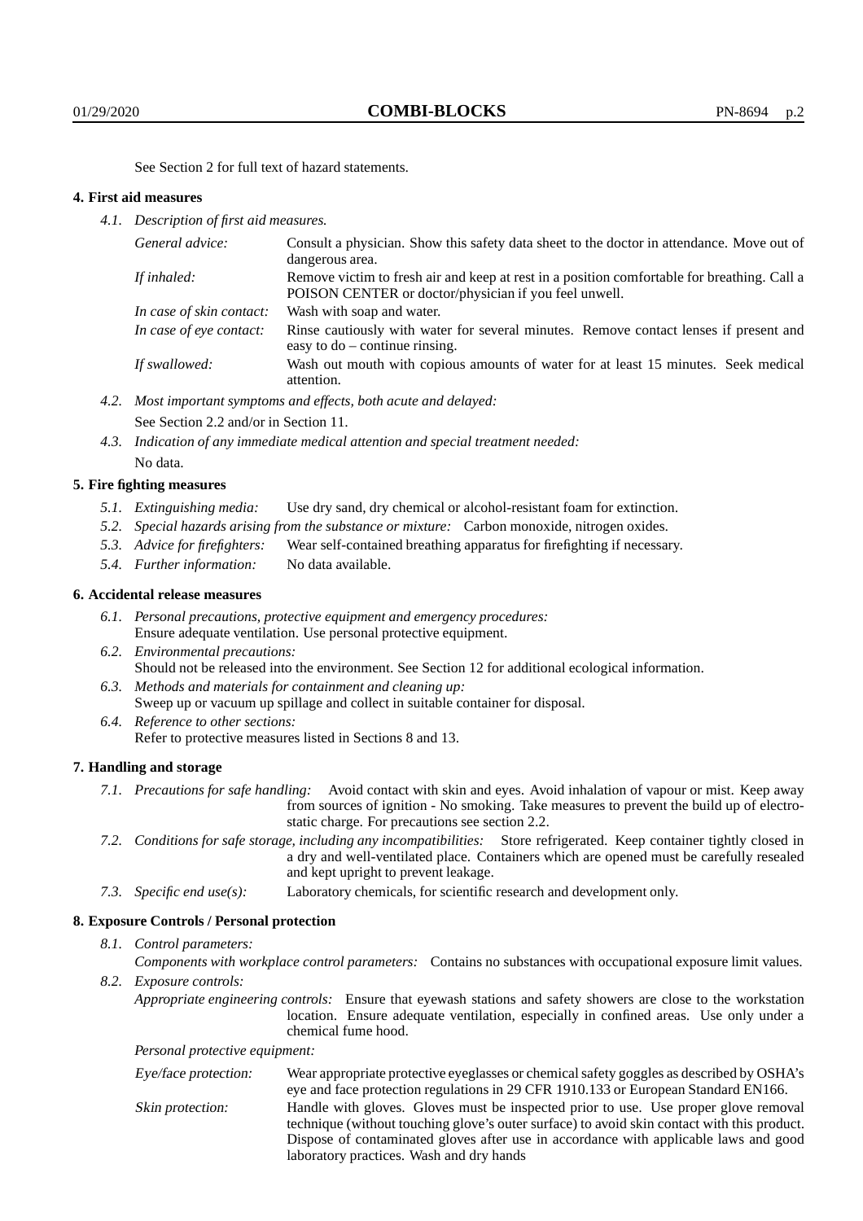See Section 2 for full text of hazard statements.

### 4. First aid measures

*4.1. Description of first aid measures.*

| | |
|---|---|
| *General advice:* | Consult a physician. Show this safety data sheet to the doctor in attendance. Move out of dangerous area. |
| *If inhaled:* | Remove victim to fresh air and keep at rest in a position comfortable for breathing. Call a POISON CENTER or doctor/physician if you feel unwell. |
| *In case of skin contact:* | Wash with soap and water. |
| *In case of eye contact:* | Rinse cautiously with water for several minutes. Remove contact lenses if present and easy to do – continue rinsing. |
| *If swallowed:* | Wash out mouth with copious amounts of water for at least 15 minutes. Seek medical attention. |

*4.2. Most important symptoms and effects, both acute and delayed:*
See Section 2.2 and/or in Section 11.

*4.3. Indication of any immediate medical attention and special treatment needed:*
No data.

### 5. Fire fighting measures

*5.1. Extinguishing media:* Use dry sand, dry chemical or alcohol-resistant foam for extinction.

*5.2. Special hazards arising from the substance or mixture:* Carbon monoxide, nitrogen oxides.

*5.3. Advice for firefighters:* Wear self-contained breathing apparatus for firefighting if necessary.

*5.4. Further information:* No data available.

### 6. Accidental release measures

*6.1. Personal precautions, protective equipment and emergency procedures:*
Ensure adequate ventilation. Use personal protective equipment.

*6.2. Environmental precautions:*
Should not be released into the environment. See Section 12 for additional ecological information.

*6.3. Methods and materials for containment and cleaning up:*
Sweep up or vacuum up spillage and collect in suitable container for disposal.

*6.4. Reference to other sections:*
Refer to protective measures listed in Sections 8 and 13.

### 7. Handling and storage

*7.1. Precautions for safe handling:* Avoid contact with skin and eyes. Avoid inhalation of vapour or mist. Keep away from sources of ignition - No smoking. Take measures to prevent the build up of electrostatic charge. For precautions see section 2.2.

*7.2. Conditions for safe storage, including any incompatibilities:* Store refrigerated. Keep container tightly closed in a dry and well-ventilated place. Containers which are opened must be carefully resealed and kept upright to prevent leakage.

*7.3. Specific end use(s):* Laboratory chemicals, for scientific research and development only.

### 8. Exposure Controls / Personal protection

*8.1. Control parameters:*
*Components with workplace control parameters:* Contains no substances with occupational exposure limit values.

*8.2. Exposure controls:*
*Appropriate engineering controls:* Ensure that eyewash stations and safety showers are close to the workstation location. Ensure adequate ventilation, especially in confined areas. Use only under a chemical fume hood.

*Personal protective equipment:*

| | |
|---|---|
| *Eye/face protection:* | Wear appropriate protective eyeglasses or chemical safety goggles as described by OSHA's eye and face protection regulations in 29 CFR 1910.133 or European Standard EN166. |
| *Skin protection:* | Handle with gloves. Gloves must be inspected prior to use. Use proper glove removal technique (without touching glove's outer surface) to avoid skin contact with this product. Dispose of contaminated gloves after use in accordance with applicable laws and good laboratory practices. Wash and dry hands |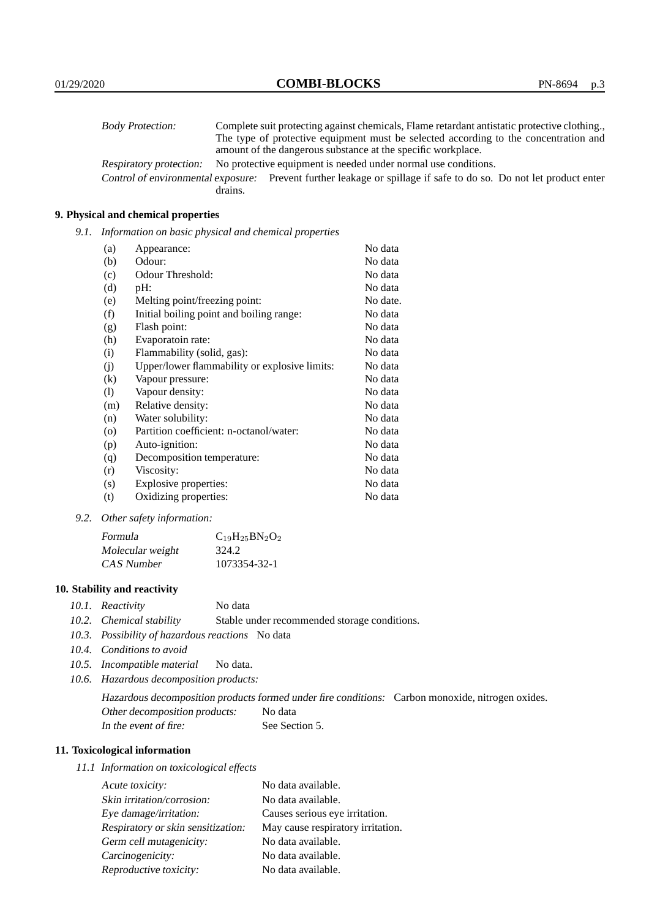| | |
|---|---|
| *Body Protection:* | Complete suit protecting against chemicals, Flame retardant antistatic protective clothing., The type of protective equipment must be selected according to the concentration and amount of the dangerous substance at the specific workplace. |
| *Respiratory protection:* | No protective equipment is needed under normal use conditions. |
| *Control of environmental exposure:* | Prevent further leakage or spillage if safe to do so. Do not let product enter drains. |

## 9. Physical and chemical properties

*9.1. Information on basic physical and chemical properties*

| | | |
|---|---|---|
| (a) | Appearance: | No data |
| (b) | Odour: | No data |
| (c) | Odour Threshold: | No data |
| (d) | pH: | No data |
| (e) | Melting point/freezing point: | No date. |
| (f) | Initial boiling point and boiling range: | No data |
| (g) | Flash point: | No data |
| (h) | Evaporatoin rate: | No data |
| (i) | Flammability (solid, gas): | No data |
| (j) | Upper/lower flammability or explosive limits: | No data |
| (k) | Vapour pressure: | No data |
| (l) | Vapour density: | No data |
| (m) | Relative density: | No data |
| (n) | Water solubility: | No data |
| (o) | Partition coefficient: n-octanol/water: | No data |
| (p) | Auto-ignition: | No data |
| (q) | Decomposition temperature: | No data |
| (r) | Viscosity: | No data |
| (s) | Explosive properties: | No data |
| (t) | Oxidizing properties: | No data |

*9.2. Other safety information:*

| | |
|---|---|
| *Formula* | $C_{19}H_{25}BN_2O_2$ |
| *Molecular weight* | 324.2 |
| *CAS Number* | 1073354-32-1 |

## 10. Stability and reactivity

*10.1. Reactivity* No data

*10.2. Chemical stability* Stable under recommended storage conditions.

*10.3. Possibility of hazardous reactions* No data

*10.4. Conditions to avoid*

*10.5. Incompatible material* No data.

*10.6. Hazardous decomposition products:*

*Hazardous decomposition products formed under fire conditions:* Carbon monoxide, nitrogen oxides.

*Other decomposition products:* No data

*In the event of fire:* See Section 5.

## 11. Toxicological information

*11.1 Information on toxicological effects*

| | |
|---|---|
| *Acute toxicity:* | No data available. |
| *Skin irritation/corrosion:* | No data available. |
| *Eye damage/irritation:* | Causes serious eye irritation. |
| *Respiratory or skin sensitization:* | May cause respiratory irritation. |
| *Germ cell mutagenicity:* | No data available. |
| *Carcinogenicity:* | No data available. |
| *Reproductive toxicity:* | No data available. |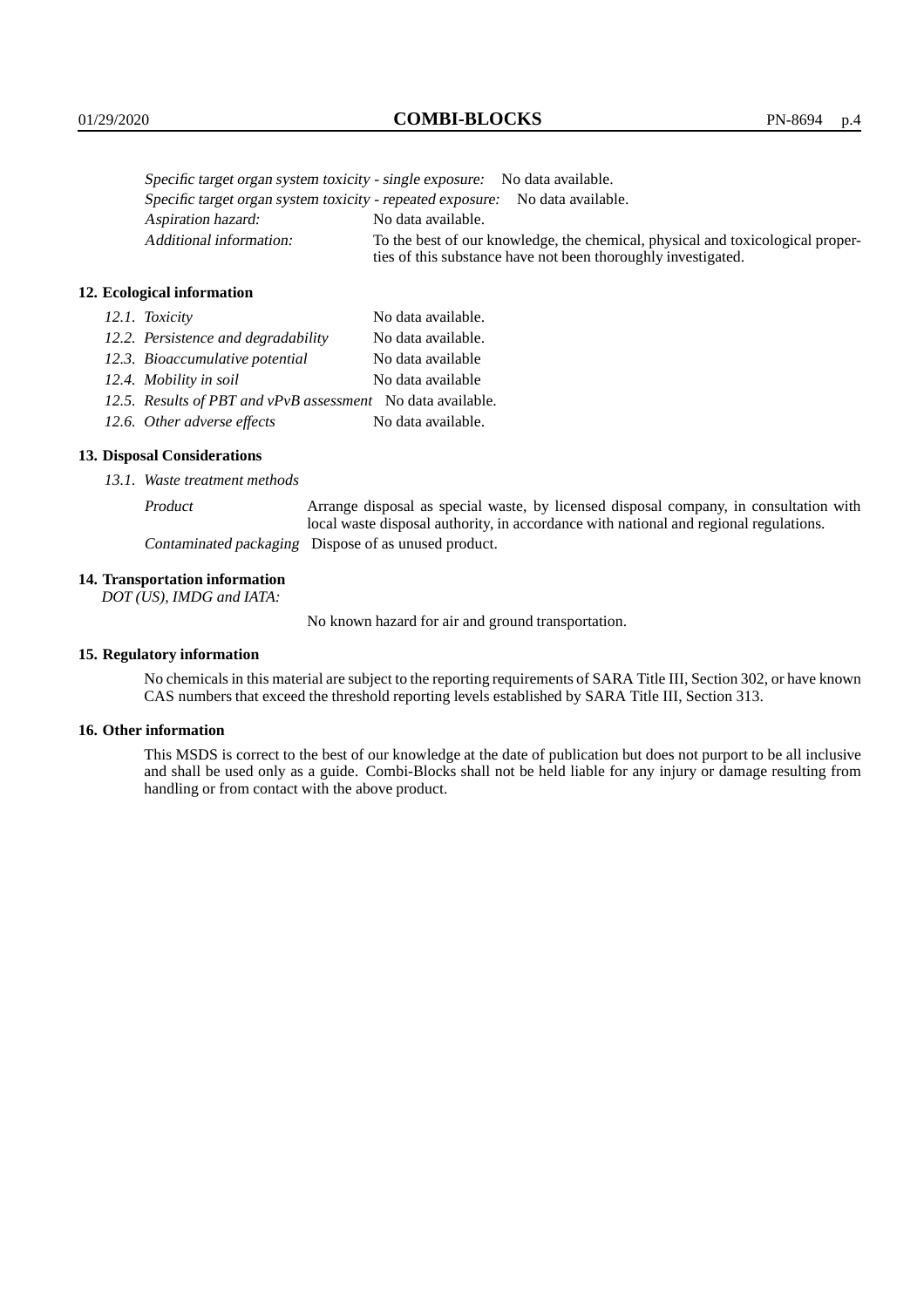*Specific target organ system toxicity - single exposure:* No data available.
*Specific target organ system toxicity - repeated exposure:* No data available.
*Aspiration hazard:* No data available.
*Additional information:* To the best of our knowledge, the chemical, physical and toxicological properties of this substance have not been thoroughly investigated.

### 12. Ecological information

| | |
|---|---|
| *12.1. Toxicity* | No data available. |
| *12.2. Persistence and degradability* | No data available. |
| *12.3. Bioaccumulative potential* | No data available |
| *12.4. Mobility in soil* | No data available |
| *12.5. Results of PBT and vPvB assessment* | No data available. |
| *12.6. Other adverse effects* | No data available. |

### 13. Disposal Considerations

*13.1. Waste treatment methods*

| | |
|---|---|
| *Product* | Arrange disposal as special waste, by licensed disposal company, in consultation with local waste disposal authority, in accordance with national and regional regulations. |
| *Contaminated packaging* | Dispose of as unused product. |

### 14. Transportation information

*DOT (US), IMDG and IATA:*

No known hazard for air and ground transportation.

### 15. Regulatory information

No chemicals in this material are subject to the reporting requirements of SARA Title III, Section 302, or have known CAS numbers that exceed the threshold reporting levels established by SARA Title III, Section 313.

### 16. Other information

This MSDS is correct to the best of our knowledge at the date of publication but does not purport to be all inclusive and shall be used only as a guide. Combi-Blocks shall not be held liable for any injury or damage resulting from handling or from contact with the above product.